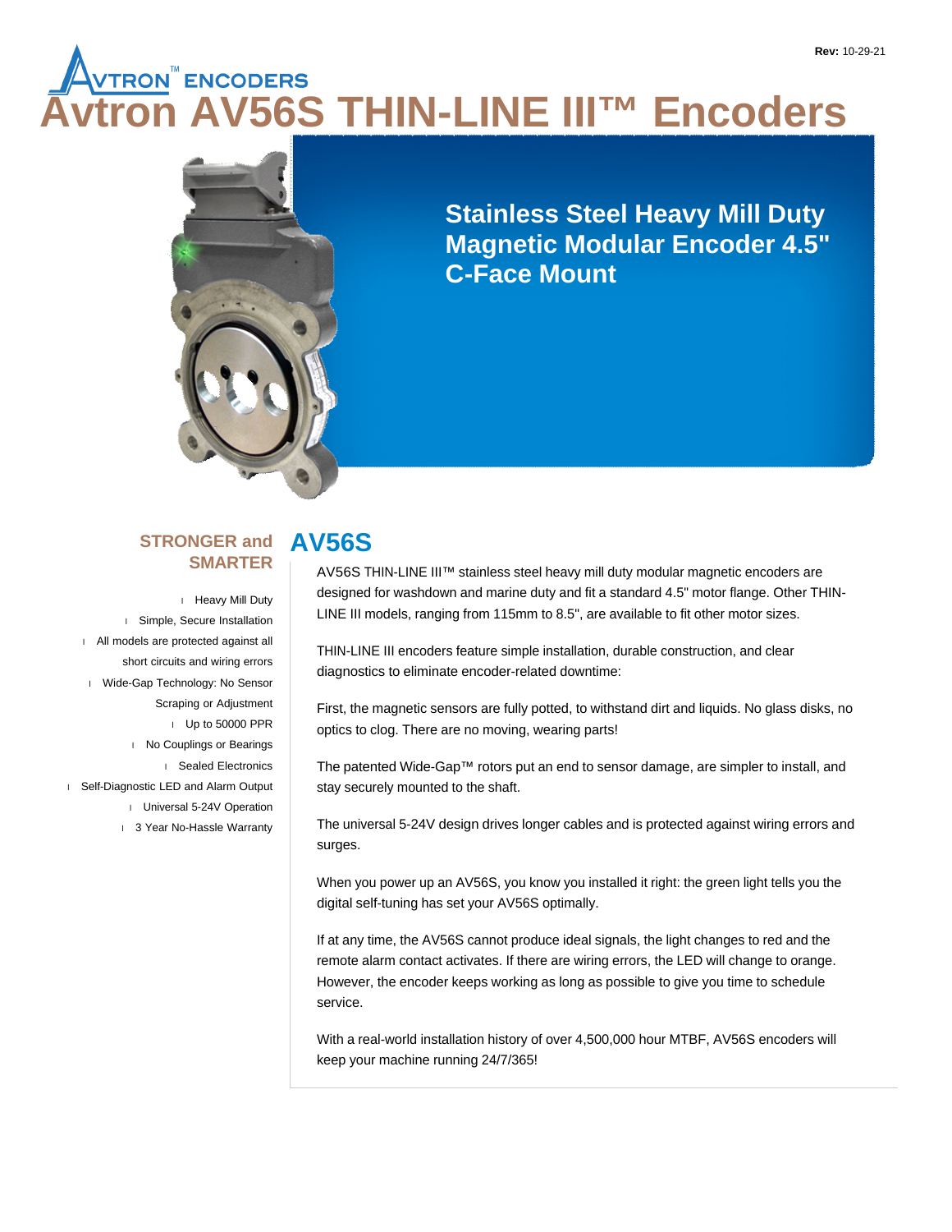AVTRON™ ENCODERS

# Avtron AV56S THIN-LINE III™ Encoders

## Stainless Steel Heavy Mill Duty Magnetic Modular Encoder 4.5" C-Face Mount

### STRONGER and SMARTER

- Heavy Mill Duty
- Simple, Secure Installation
- All models are protected against all short circuits and wiring errors
- Wide-Gap Technology: No Sensor Scraping or Adjustment
- Up to 50000 PPR
- No Couplings or Bearings
- Sealed Electronics
- Self-Diagnostic LED and Alarm Output
- Universal 5-24V Operation
- 3 Year No-Hassle Warranty

## AV56S

AV56S THIN-LINE III™ stainless steel heavy mill duty modular magnetic encoders are designed for washdown and marine duty and fit a standard 4.5" motor flange. Other THIN-LINE III models, ranging from 115mm to 8.5", are available to fit other motor sizes.

THIN-LINE III encoders feature simple installation, durable construction, and clear diagnostics to eliminate encoder-related downtime:

First, the magnetic sensors are fully potted, to withstand dirt and liquids. No glass disks, no optics to clog. There are no moving, wearing parts!

The patented Wide-Gap™ rotors put an end to sensor damage, are simpler to install, and stay securely mounted to the shaft.

The universal 5-24V design drives longer cables and is protected against wiring errors and surges.

When you power up an AV56S, you know you installed it right: the green light tells you the digital self-tuning has set your AV56S optimally.

If at any time, the AV56S cannot produce ideal signals, the light changes to red and the remote alarm contact activates. If there are wiring errors, the LED will change to orange. However, the encoder keeps working as long as possible to give you time to schedule service.

With a real-world installation history of over 4,500,000 hour MTBF, AV56S encoders will keep your machine running 24/7/365!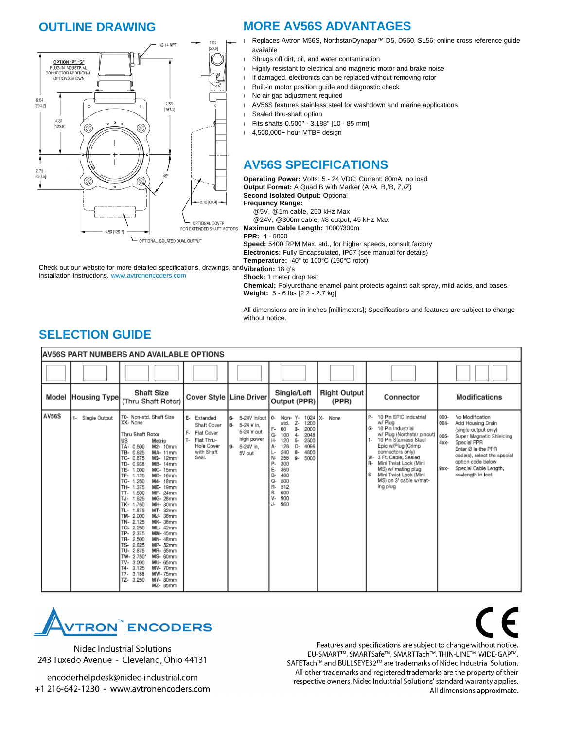## OUTLINE DRAWING

1/2-14 NPT

OPTION "P", "G" PLUG-IN INDUSTRIAL CONNECTOR ADDITIONAL OPTIONS SHOWN

8.04 [204.2]

7.53 [191.3]

4.87 [123.8]

2.75 [69.85]

45°

1.97 [50.0]

2.73 [69.4]

5.50 [139.7]

OPTIONAL COVER FOR EXTENDED SHAFT MOTORS

OPTIONAL ISOLATED DUAL OUTPUT

Check out our website for more detailed specifications, drawings, and installation instructions. www.avtronencoders.com

## MORE AV56S ADVANTAGES

- Replaces Avtron M56S, Northstar/Dynapar™ D5, D560, SL56; online cross reference guide available
- Shrugs off dirt, oil, and water contamination
- Highly resistant to electrical and magnetic motor and brake noise
- If damaged, electronics can be replaced without removing rotor
- Built-in motor position guide and diagnostic check
- No air gap adjustment required
- AV56S features stainless steel for washdown and marine applications
- Sealed thru-shaft option
- Fits shafts 0.500" - 3.188" [10 - 85 mm]
- 4,500,000+ hour MTBF design

## AV56S SPECIFICATIONS

**Operating Power:** Volts: 5 - 24 VDC; Current: 80mA, no load
**Output Format:** A Quad B with Marker (A,/A, B,/B, Z,/Z)
**Second Isolated Output:** Optional
**Frequency Range:**
@5V, @1m cable, 250 kHz Max
@24V, @300m cable, #8 output, 45 kHz Max
**Maximum Cable Length:** 1000'/300m
**PPR:** 4 - 5000
**Speed:** 5400 RPM Max. std., for higher speeds, consult factory
**Electronics:** Fully Encapsulated, IP67 (see manual for details)
**Temperature:** -40° to 100°C (150°C rotor)
**Vibration:** 18 g's
**Shock:** 1 meter drop test
**Chemical:** Polyurethane enamel paint protects against salt spray, mild acids, and bases.
**Weight:** 5 - 6 lbs [2.2 - 2.7 kg]

All dimensions are in inches [millimeters]; Specifications and features are subject to change without notice.

## SELECTION GUIDE

**AV56S PART NUMBERS AND AVAILABLE OPTIONS**

| Model | Housing Type | Shaft Size (Thru Shaft Rotor) | Cover Style | Line Driver | Single/Left Output (PPR) | Right Output (PPR) | Connector | Modifications |
|---|---|---|---|---|---|---|---|---|
| AV56S | 1- Single Output | T0- Non-std. Shaft Size<br>XX- None<br><br>Thru Shaft Rotor<br>US / Metric<br>TA- 0.500 / M2- 10mm<br>TB- 0.625 / MA- 11mm<br>TC- 0.875 / M3- 12mm<br>TD- 0.938 / MB- 14mm<br>TE- 1.000 / MC- 15mm<br>TF- 1.125 / MD- 16mm<br>TG- 1.250 / M4- 18mm<br>TH- 1.375 / ME- 19mm<br>TT- 1.500 / MF- 24mm<br>TJ- 1.625 / MG- 28mm<br>TK- 1.750 / MH- 30mm<br>TL- 1.875 / MT- 32mm<br>TM- 2.000 / MJ- 36mm<br>TN- 2.125 / MK- 38mm<br>TQ- 2.250 / ML- 42mm<br>TP- 2.375 / MM- 45mm<br>TR- 2.500 / MN- 48mm<br>TS- 2.625 / MP- 52mm<br>TU- 2.875 / MR- 55mm<br>TW- 2.750* / MS- 60mm<br>TV- 3.000 / MU- 65mm<br>T4- 3.125 / MV- 70mm<br>T7- 3.188 / MW- 75mm<br>TZ- 3.250 / MY- 80mm<br>MZ- 85mm | E- Extended Shaft Cover<br>F- Flat Cover<br>T- Flat Thru-Hole Cover with Shaft Seal. | 6- 5-24V in/out<br>8- 5-24 V in, 5-24 V out high power<br>9- 5-24V in, 5V out | 0- Non-std.<br>F- 60<br>G- 100<br>H- 120<br>A- 128<br>L- 240<br>N- 256<br>P- 300<br>E- 360<br>B- 480<br>Q- 500<br>R- 512<br>S- 600<br>V- 900<br>J- 960<br>Y- 1024<br>Z- 1200<br>3- 2000<br>4- 2048<br>5- 2500<br>D- 4096<br>8- 4800<br>9- 5000 | X- None | P- 10 Pin EPIC Industrial w/ Plug<br>G- 10 Pin Industrial w/ Plug (Northstar pinout)<br>1- 10 Pin Stainless Steel Epic w/Plug (Crimp connectors only)<br>W- 3 Ft. Cable, Sealed<br>R- Mini Twist Lock (Mini MS) w/ mating plug<br>S- Mini Twist Lock (Mini MS) on 3' cable w/mating plug | 000- No Modification<br>004- Add Housing Drain (single output only)<br>005- Super Magnetic Shielding<br>4xx- Special PPR Enter Ø in the PPR code(s), select the special option code below<br>9xx- Special Cable Length, xx=length in feet |

AVTRON™ ENCODERS

Nidec Industrial Solutions
243 Tuxedo Avenue - Cleveland, Ohio 44131

encoderhelpdesk@nidec-industrial.com
+1 216-642-1230 - www.avtronencoders.com

CE

Features and specifications are subject to change without notice. EU-SMART™, SMARTSafe™, SMARTTach™, THIN-LINE™, WIDE-GAP™, SAFETach™ and BULLSEYE32™ are trademarks of Nidec Industrial Solution. All other trademarks and registered trademarks are the property of their respective owners. Nidec Industrial Solutions' standard warranty applies. All dimensions approximate.